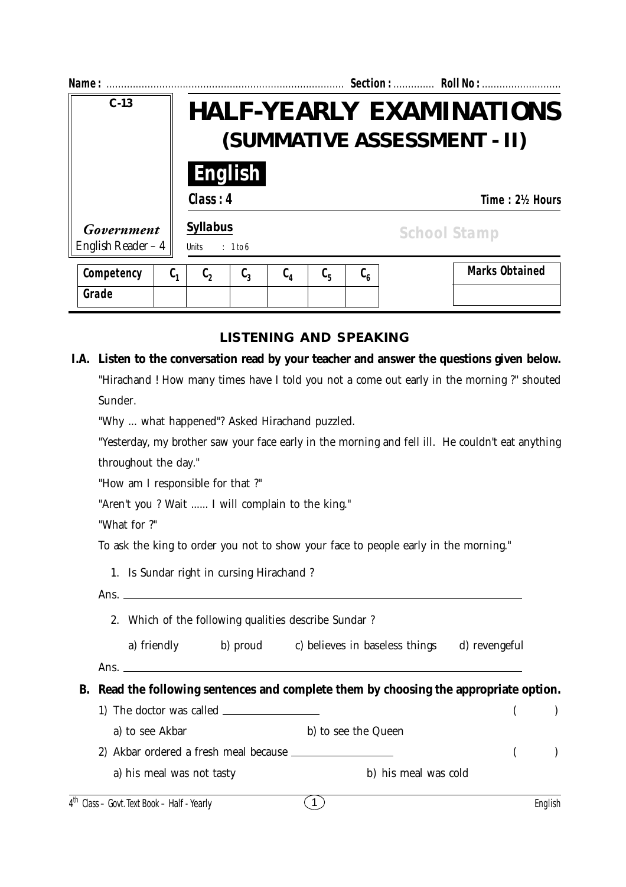Name : ................................................................................ Section : ............. Roll No : ...........................

| C-13 | HALF-YEARLY EXAMINATIONS (SUMMATIVE ASSESSMENT - II) |
|---|---|
| *Government* English Reader – 4 | **English** Class : 4 Time : 2½ Hours **Syllabus** Units : 1 to 6 School Stamp |

| Competency | $C_1$ | $C_2$ | $C_3$ | $C_4$ | $C_5$ | $C_6$ |
|---|---|---|---|---|---|---|
| Grade | | | | | | |

| Marks Obtained |
|---|
| |

## LISTENING AND SPEAKING

**I.A. Listen to the conversation read by your teacher and answer the questions given below.**

"Hirachand ! How many times have I told you not a come out early in the morning ?" shouted Sunder.

"Why ... what happened"? Asked Hirachand puzzled.

"Yesterday, my brother saw your face early in the morning and fell ill. He couldn't eat anything throughout the day."

"How am I responsible for that ?"

"Aren't you ? Wait ...... I will complain to the king."

"What for ?"

To ask the king to order you not to show your face to people early in the morning."

1. Is Sundar right in cursing Hirachand ?

Ans. ____________________

2. Which of the following qualities describe Sundar ?

a) friendly b) proud c) believes in baseless things d) revengeful

Ans. ____________________

**B. Read the following sentences and complete them by choosing the appropriate option.**

1) The doctor was called ______________ ( )

a) to see Akbar b) to see the Queen

2) Akbar ordered a fresh meal because ______________ ( )

a) his meal was not tasty b) his meal was cold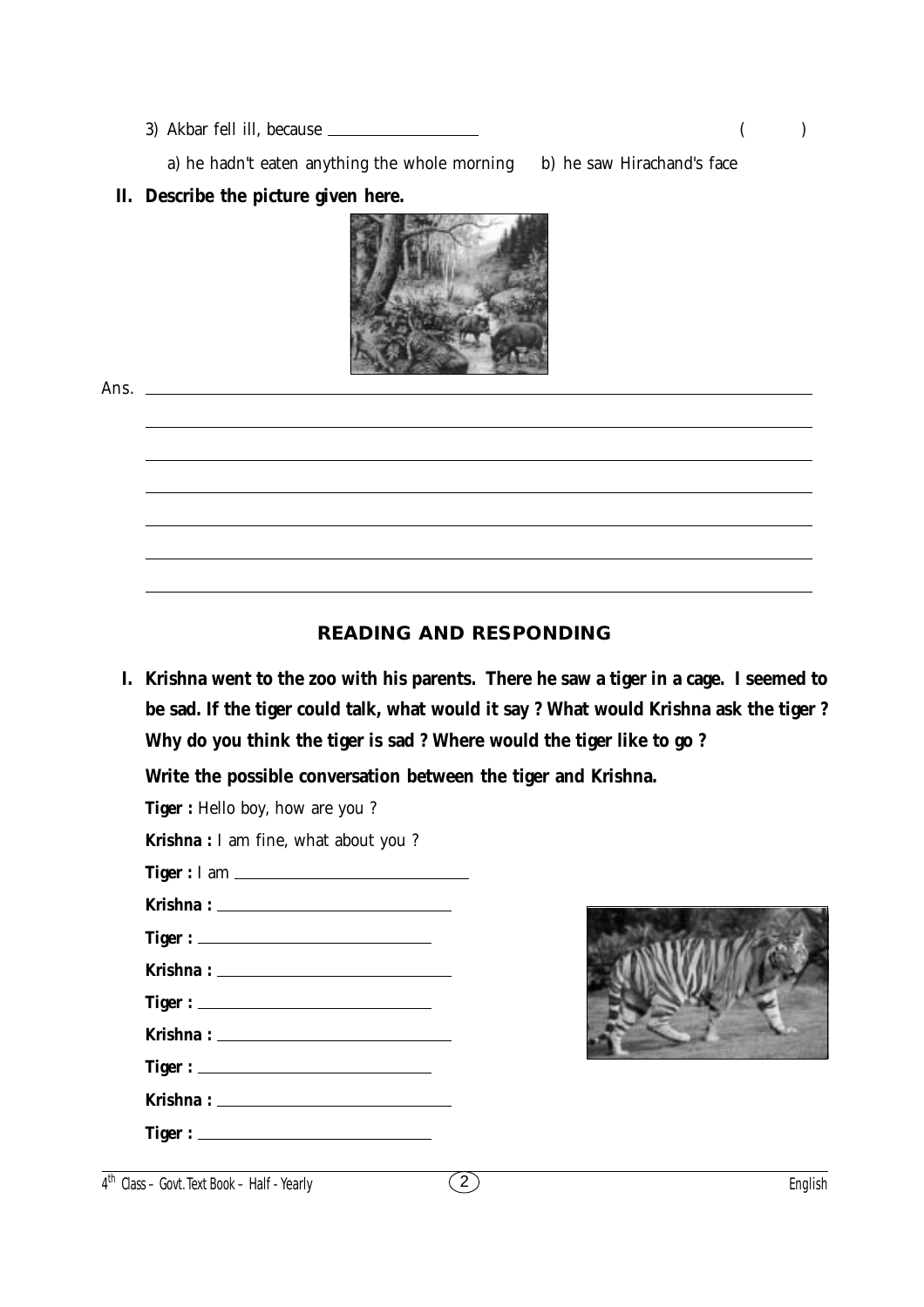3) Akbar fell ill, because ________________ (   )

a) he hadn't eaten anything the whole morning   b) he saw Hirachand's face

**II. Describe the picture given here.**

Ans. ________________________________________________

________________________________________________

________________________________________________

________________________________________________

________________________________________________

________________________________________________

________________________________________________

## READING AND RESPONDING

**I. Krishna went to the zoo with his parents. There he saw a tiger in a cage. I seemed to be sad. If the tiger could talk, what would it say ? What would Krishna ask the tiger ? Why do you think the tiger is sad ? Where would the tiger like to go ?**

**Write the possible conversation between the tiger and Krishna.**

**Tiger :** Hello boy, how are you ?

**Krishna :** I am fine, what about you ?

**Tiger :** I am ________________________

**Krishna :** ________________________

**Tiger :** ________________________

**Krishna :** ________________________

**Tiger :** ________________________

**Krishna :** ________________________

**Tiger :** ________________________

**Krishna :** ________________________

**Tiger :** ________________________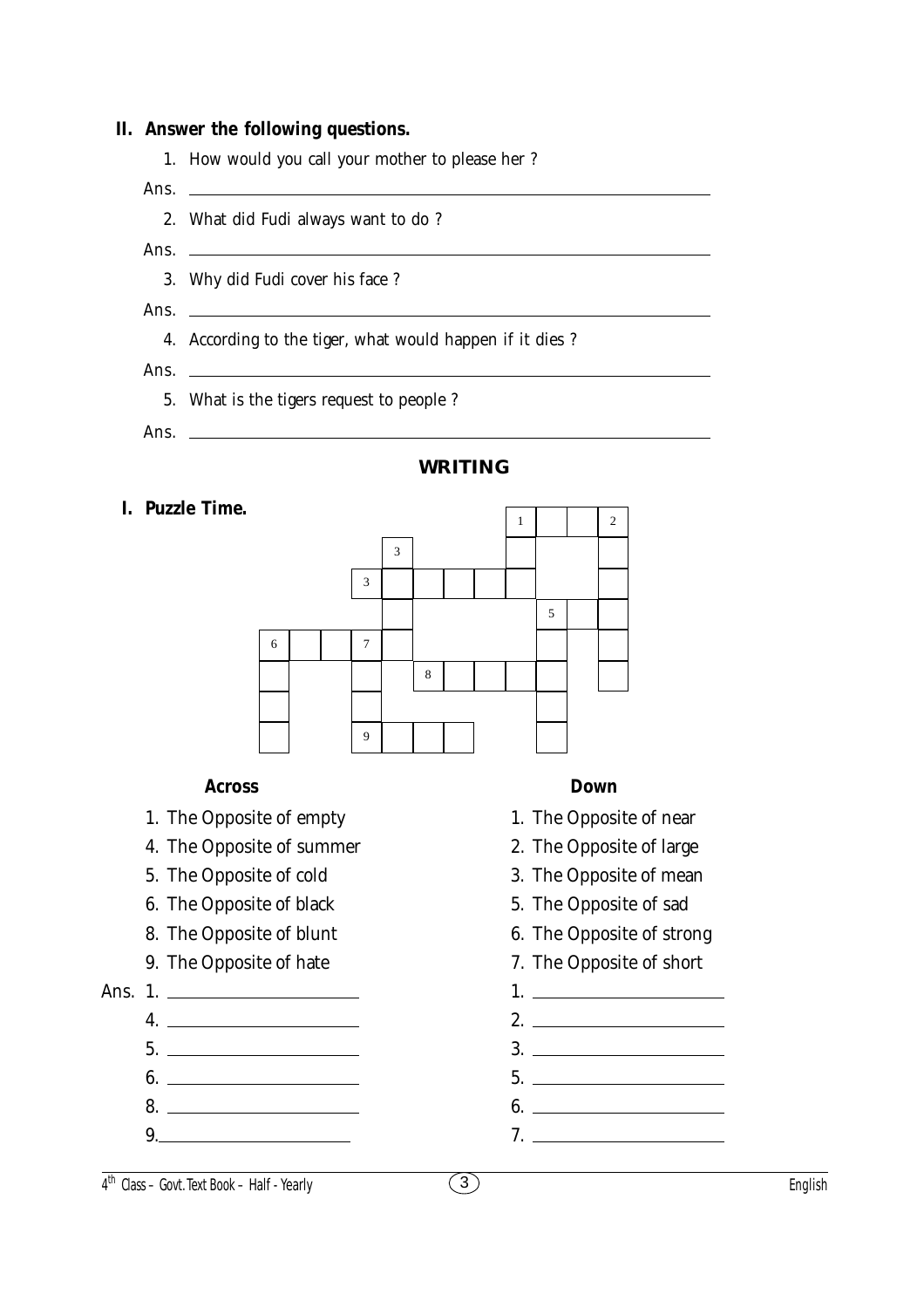**II. Answer the following questions.**

1. How would you call your mother to please her ?

Ans. ______________________________

2. What did Fudi always want to do ?

Ans. ______________________________

3. Why did Fudi cover his face ?

Ans. ______________________________

4. According to the tiger, what would happen if it dies ?

Ans. ______________________________

5. What is the tigers request to people ?

Ans. ______________________________

## WRITING

**I. Puzzle Time.**

**Across**

1. The Opposite of empty
4. The Opposite of summer
5. The Opposite of cold
6. The Opposite of black
8. The Opposite of blunt
9. The Opposite of hate

**Down**

1. The Opposite of near
2. The Opposite of large
3. The Opposite of mean
5. The Opposite of sad
6. The Opposite of strong
7. The Opposite of short

Ans.

**Across**

1. ______________________
4. ______________________
5. ______________________
6. ______________________
8. ______________________
9. ______________________

**Down**

1. ______________________
2. ______________________
3. ______________________
5. ______________________
6. ______________________
7. ______________________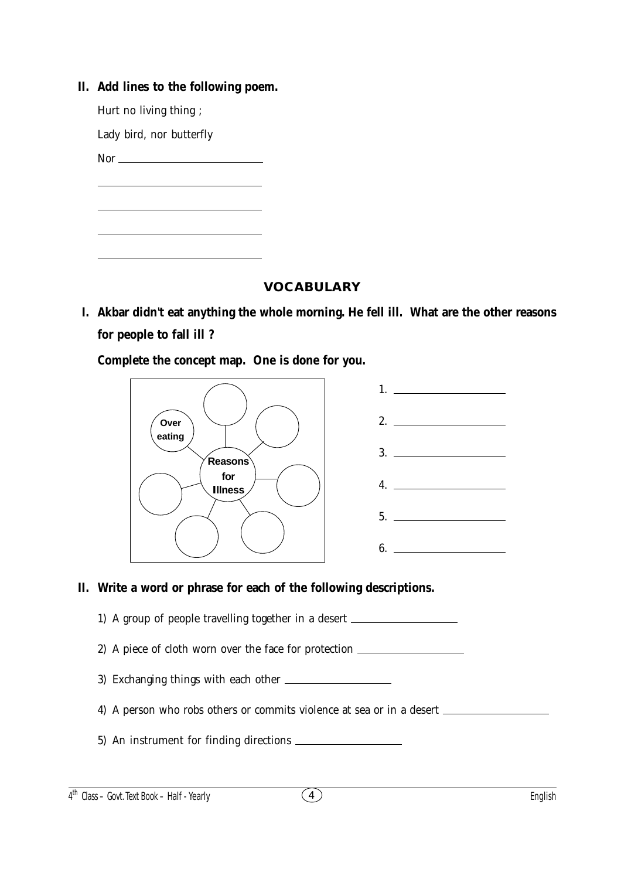**II. Add lines to the following poem.**

Hurt no living thing ;

Lady bird, nor butterfly

Nor ______________________

______________________

______________________

______________________

______________________

## VOCABULARY

**I. Akbar didn't eat anything the whole morning. He fell ill. What are the other reasons for people to fall ill ?**

**Complete the concept map. One is done for you.**

Reasons for Illness

- Over eating

1. ______________________
2. ______________________
3. ______________________
4. ______________________
5. ______________________
6. ______________________

**II. Write a word or phrase for each of the following descriptions.**

1) A group of people travelling together in a desert ______________________

2) A piece of cloth worn over the face for protection ______________________

3) Exchanging things with each other ______________________

4) A person who robs others or commits violence at sea or in a desert ______________________

5) An instrument for finding directions ______________________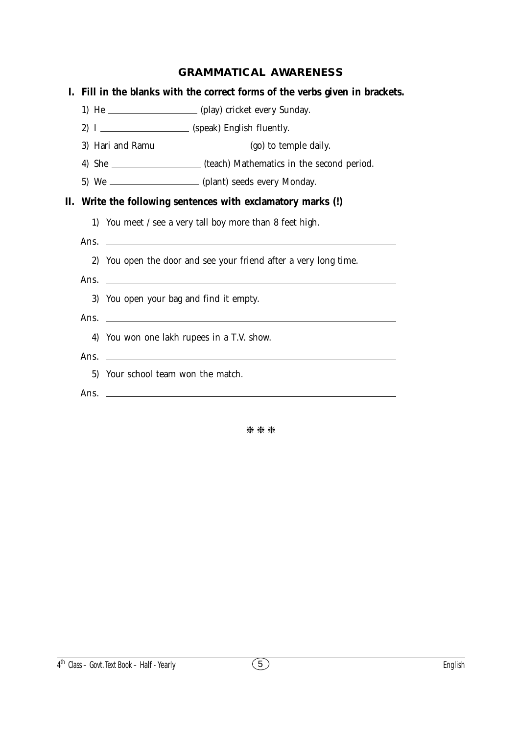## GRAMMATICAL AWARENESS

**I. Fill in the blanks with the correct forms of the verbs given in brackets.**

1) He ________________ (play) cricket every Sunday.

2) I ________________ (speak) English fluently.

3) Hari and Ramu ________________ (go) to temple daily.

4) She ________________ (teach) Mathematics in the second period.

5) We ________________ (plant) seeds every Monday.

**II. Write the following sentences with exclamatory marks (!)**

1) You meet / see a very tall boy more than 8 feet high.

Ans. ________________________________________________

2) You open the door and see your friend after a very long time.

Ans. ________________________________________________

3) You open your bag and find it empty.

Ans. ________________________________________________

4) You won one lakh rupees in a T.V. show.

Ans. ________________________________________________

5) Your school team won the match.

Ans. ________________________________________________

❋ ❋ ❋